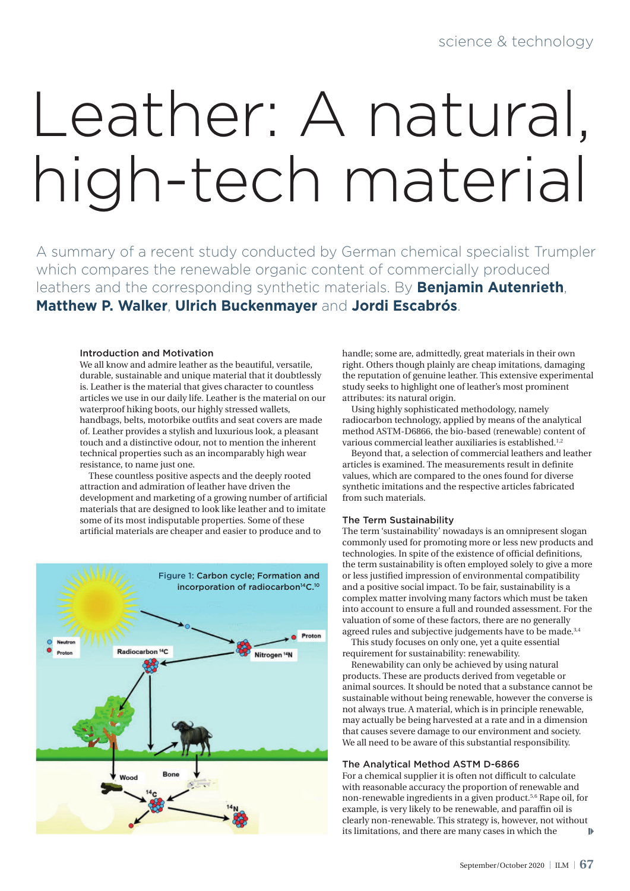# Leather: A natural, high-tech material

A summary of a recent study conducted by German chemical specialist Trumpler which compares the renewable organic content of commercially produced leathers and the corresponding synthetic materials. By **Benjamin Autenrieth**, **Matthew P. Walker**, **Ulrich Buckenmayer** and **Jordi Escabrós**.

### Introduction and Motivation

We all know and admire leather as the beautiful, versatile, durable, sustainable and unique material that it doubtlessly is. Leather is the material that gives character to countless articles we use in our daily life. Leather is the material on our waterproof hiking boots, our highly stressed wallets, handbags, belts, motorbike outfits and seat covers are made of. Leather provides a stylish and luxurious look, a pleasant touch and a distinctive odour, not to mention the inherent technical properties such as an incomparably high wear resistance, to name just one.

These countless positive aspects and the deeply rooted attraction and admiration of leather have driven the development and marketing of a growing number of artificial materials that are designed to look like leather and to imitate some of its most indisputable properties. Some of these artificial materials are cheaper and easier to produce and to handle; some are, admittedly, great materials in their own right. Others though plainly are cheap imitations, damaging the reputation of genuine leather. This extensive experimental study seeks to highlight one of leather's most prominent attributes: its natural origin.

Using highly sophisticated methodology, namely radiocarbon technology, applied by means of the analytical method ASTM-D6866, the bio-based (renewable) content of various commercial leather auxiliaries is established.[1,2]

Beyond that, a selection of commercial leathers and leather articles is examined. The measurements result in definite values, which are compared to the ones found for diverse synthetic imitations and the respective articles fabricated from such materials.

Figure 1: Carbon cycle; Formation and incorporation of radiocarbon $^{14}C$.[10]

### The Term Sustainability

The term 'sustainability' nowadays is an omnipresent slogan commonly used for promoting more or less new products and technologies. In spite of the existence of official definitions, the term sustainability is often employed solely to give a more or less justified impression of environmental compatibility and a positive social impact. To be fair, sustainability is a complex matter involving many factors which must be taken into account to ensure a full and rounded assessment. For the valuation of some of these factors, there are no generally agreed rules and subjective judgements have to be made.[3,4]

This study focuses on only one, yet a quite essential requirement for sustainability: renewability.

Renewability can only be achieved by using natural products. These are products derived from vegetable or animal sources. It should be noted that a substance cannot be sustainable without being renewable, however the converse is not always true. A material, which is in principle renewable, may actually be being harvested at a rate and in a dimension that causes severe damage to our environment and society. We all need to be aware of this substantial responsibility.

### The Analytical Method ASTM D-6866

For a chemical supplier it is often not difficult to calculate with reasonable accuracy the proportion of renewable and non-renewable ingredients in a given product.[5,6] Rape oil, for example, is very likely to be renewable, and paraffin oil is clearly non-renewable. This strategy is, however, not without its limitations, and there are many cases in which the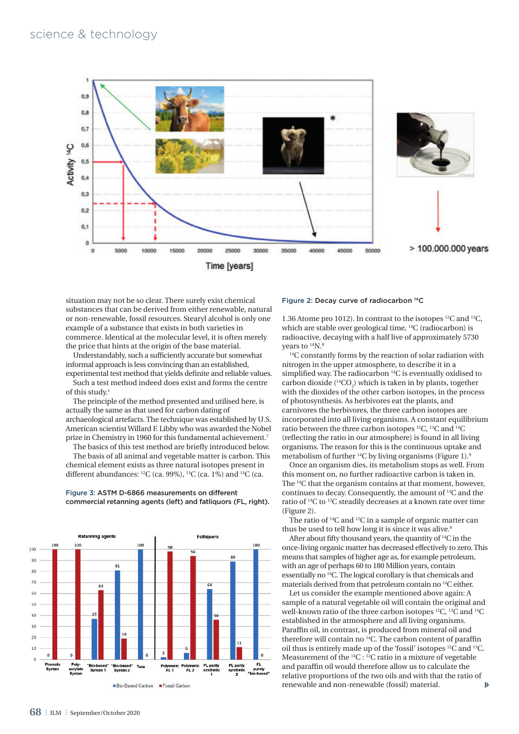situation may not be so clear. There surely exist chemical substances that can be derived from either renewable, natural or non-renewable, fossil resources. Stearyl alcohol is only one example of a substance that exists in both varieties in commerce. Identical at the molecular level, it is often merely the price that hints at the origin of the base material.

Understandably, such a sufficiently accurate but somewhat informal approach is less convincing than an established, experimental test method that yields definite and reliable values.

Such a test method indeed does exist and forms the centre of this study.[1]

The principle of the method presented and utilised here, is actually the same as that used for carbon dating of archaeological artefacts. The technique was established by U.S. American scientist Willard F. Libby who was awarded the Nobel prize in Chemistry in 1960 for this fundamental achievement.[7]

The basics of this test method are briefly introduced below.

The basis of all animal and vegetable matter is carbon. This chemical element exists as three natural isotopes present in different abundances: $^{12}C$ (ca. 99%), $^{13}C$ (ca. 1%) and $^{14}C$ (ca. 1.36 Atome pro 1012). In contrast to the isotopes $^{12}C$ and $^{13}C$, which are stable over geological time, $^{14}C$ (radiocarbon) is radioactive, decaying with a half live of approximately 5730 years to $^{14}N$.[8]

$^{14}C$ constantly forms by the reaction of solar radiation with nitrogen in the upper atmosphere, to describe it in a simplified way. The radiocarbon $^{14}C$ is eventually oxidised to carbon dioxide ($^{14}CO_2$) which is taken in by plants, together with the dioxides of the other carbon isotopes, in the process of photosynthesis. As herbivores eat the plants, and carnivores the herbivores, the three carbon isotopes are incorporated into all living organisms. A constant equilibrium ratio between the three carbon isotopes $^{12}C$, $^{13}C$ and $^{14}C$ (reflecting the ratio in our atmosphere) is found in all living organisms. The reason for this is the continuous uptake and metabolism of further $^{14}C$ by living organisms (Figure 1).[9]

Once an organism dies, its metabolism stops as well. From this moment on, no further radioactive carbon is taken in. The $^{14}C$ that the organism contains at that moment, however, continues to decay. Consequently, the amount of $^{14}C$ and the ratio of $^{14}C$ to $^{12}C$ steadily decreases at a known rate over time (Figure 2).

The ratio of $^{14}C$ and $^{12}C$ in a sample of organic matter can thus be used to tell how long it is since it was alive.[9]

After about fifty thousand years, the quantity of $^{14}C$ in the once-living organic matter has decreased effectively to zero. This means that samples of higher age as, for example petroleum, with an age of perhaps 60 to 180 Million years, contain essentially no $^{14}C$. The logical corollary is that chemicals and materials derived from that petroleum contain no $^{14}C$ either.

Let us consider the example mentioned above again: A sample of a natural vegetable oil will contain the original and well-known ratio of the three carbon isotopes $^{12}C$, $^{13}C$ and $^{14}C$ established in the atmosphere and all living organisms. Paraffin oil, in contrast, is produced from mineral oil and therefore will contain no $^{14}C$. The carbon content of paraffin oil thus is entirely made up of the 'fossil' isotopes $^{12}C$ and $^{13}C$. Measurement of the $^{14}C$ : $^{12}C$ ratio in a mixture of vegetable and paraffin oil would therefore allow us to calculate the relative proportions of the two oils and with that the ratio of renewable and non-renewable (fossil) material.

**Figure 2:** Decay curve of radiocarbon $^{14}C$

**Figure 3:** ASTM D-6866 measurements on different commercial retanning agents (left) and fatliquors (FL, right).

| | Bio-Based Carbon | Fossil Carbon |
|---|---|---|
| **Retanning agents** | | |
| Phenolic Syntan | 0 | 100 |
| Poly-acrylate Syntan | 0 | 100 |
| "Bio-based" Syntan 1 | 37 | 63 |
| "Bio-based" Syntan 2 | 81 | 19 |
| Tara | 100 | 0 |
| **Fatliquors** | | |
| Polymeric FL 1 | 2 | 98 |
| Polymeric FL 2 | 6 | 94 |
| FL partly synthetic 1 | 64 | 36 |
| FL partly synthetic 2 | 89 | 11 |
| FL purely "bio-based" | 100 | 0 |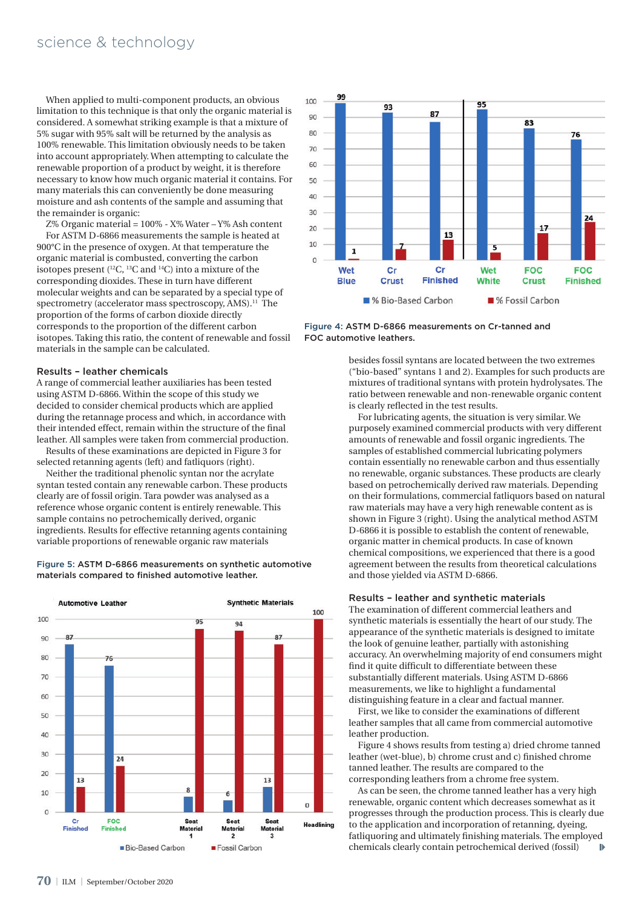When applied to multi-component products, an obvious limitation to this technique is that only the organic material is considered. A somewhat striking example is that a mixture of 5% sugar with 95% salt will be returned by the analysis as 100% renewable. This limitation obviously needs to be taken into account appropriately. When attempting to calculate the renewable proportion of a product by weight, it is therefore necessary to know how much organic material it contains. For many materials this can conveniently be done measuring moisture and ash contents of the sample and assuming that the remainder is organic:

Z% Organic material = 100% - X% Water – Y% Ash content

For ASTM D-6866 measurements the sample is heated at 900°C in the presence of oxygen. At that temperature the organic material is combusted, converting the carbon isotopes present ($^{12}C$, $^{13}C$ and $^{14}C$) into a mixture of the corresponding dioxides. These in turn have different molecular weights and can be separated by a special type of spectrometry (accelerator mass spectroscopy, AMS).[11] The proportion of the forms of carbon dioxide directly corresponds to the proportion of the different carbon isotopes. Taking this into account, the content of renewable and fossil materials in the sample can be calculated.

## Results – leather chemicals

A range of commercial leather auxiliaries has been tested using ASTM D-6866. Within the scope of this study we decided to consider chemical products which are applied during the retannage process and which, in accordance with their intended effect, remain within the structure of the final leather. All samples were taken from commercial production.

Results of these examinations are depicted in Figure 3 for selected retanning agents (left) and fatliquors (right).

Neither the traditional phenolic syntan nor the acrylate syntan tested contain any renewable carbon. These products clearly are of fossil origin. Tara powder was analysed as a reference whose organic content is entirely renewable. This sample contains no petrochemically derived, organic ingredients. Results for effective retanning agents containing variable proportions of renewable organic raw materials besides fossil syntans are located between the two extremes ("bio-based" syntans 1 and 2). Examples for such products are mixtures of traditional syntans with protein hydrolysates. The ratio between renewable and non-renewable organic content is clearly reflected in the test results.

For lubricating agents, the situation is very similar. We purposely examined commercial products with very different amounts of renewable and fossil organic ingredients. The samples of established commercial lubricating polymers contain essentially no renewable carbon and thus essentially no renewable, organic substances. These products are clearly based on petrochemically derived raw materials. Depending on their formulations, commercial fatliquors based on natural raw materials may have a very high renewable content as is shown in Figure 3 (right). Using the analytical method ASTM D-6866 it is possible to establish the content of renewable, organic matter in chemical products. In case of known chemical compositions, we experienced that there is a good agreement between the results from theoretical calculations and those yielded via ASTM D-6866.

| | Wet Blue | Cr Crust | Cr Finished | Wet White | FOC Crust | FOC Finished |
|---|---|---|---|---|---|---|
| % Bio-Based Carbon | 99 | 93 | 87 | 95 | 83 | 76 |
| % Fossil Carbon | 1 | 7 | 13 | 5 | 17 | 24 |

Figure 4: ASTM D-6866 measurements on Cr-tanned and FOC automotive leathers.

## Results – leather and synthetic materials

The examination of different commercial leathers and synthetic materials is essentially the heart of our study. The appearance of the synthetic materials is designed to imitate the look of genuine leather, partially with astonishing accuracy. An overwhelming majority of end consumers might find it quite difficult to differentiate between these substantially different materials. Using ASTM D-6866 measurements, we like to highlight a fundamental distinguishing feature in a clear and factual manner.

First, we like to consider the examinations of different leather samples that all came from commercial automotive leather production.

Figure 4 shows results from testing a) dried chrome tanned leather (wet-blue), b) chrome crust and c) finished chrome tanned leather. The results are compared to the corresponding leathers from a chrome free system.

As can be seen, the chrome tanned leather has a very high renewable, organic content which decreases somewhat as it progresses through the production process. This is clearly due to the application and incorporation of retanning, dyeing, fatliquoring and ultimately finishing materials. The employed chemicals clearly contain petrochemical derived (fossil)

Figure 5: ASTM D-6866 measurements on synthetic automotive materials compared to finished automotive leather.

| | Automotive Leather | | Synthetic Materials | | | |
|---|---|---|---|---|---|---|
| | Cr Finished | FOC Finished | Seat Material 1 | Seat Material 2 | Seat Material 3 | Headlining |
| Bio-Based Carbon | 87 | 76 | 8 | 6 | 13 | 0 |
| Fossil Carbon | 13 | 24 | 95 | 94 | 87 | 100 |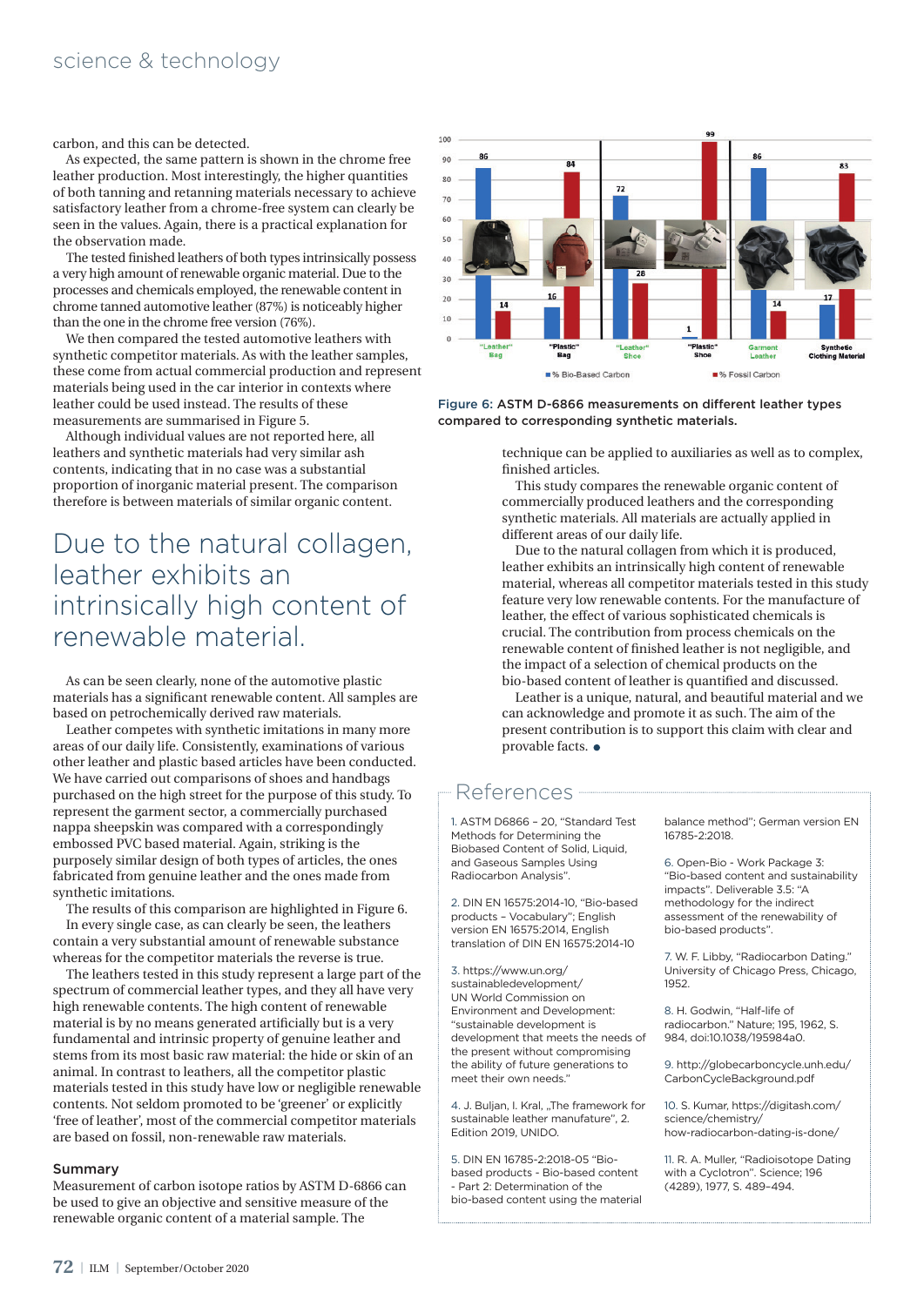carbon, and this can be detected.

As expected, the same pattern is shown in the chrome free leather production. Most interestingly, the higher quantities of both tanning and retanning materials necessary to achieve satisfactory leather from a chrome-free system can clearly be seen in the values. Again, there is a practical explanation for the observation made.

The tested finished leathers of both types intrinsically possess a very high amount of renewable organic material. Due to the processes and chemicals employed, the renewable content in chrome tanned automotive leather (87%) is noticeably higher than the one in the chrome free version (76%).

We then compared the tested automotive leathers with synthetic competitor materials. As with the leather samples, these come from actual commercial production and represent materials being used in the car interior in contexts where leather could be used instead. The results of these measurements are summarised in Figure 5.

Although individual values are not reported here, all leathers and synthetic materials had very similar ash contents, indicating that in no case was a substantial proportion of inorganic material present. The comparison therefore is between materials of similar organic content.

## Due to the natural collagen, leather exhibits an intrinsically high content of renewable material.

As can be seen clearly, none of the automotive plastic materials has a significant renewable content. All samples are based on petrochemically derived raw materials.

Leather competes with synthetic imitations in many more areas of our daily life. Consistently, examinations of various other leather and plastic based articles have been conducted. We have carried out comparisons of shoes and handbags purchased on the high street for the purpose of this study. To represent the garment sector, a commercially purchased nappa sheepskin was compared with a correspondingly embossed PVC based material. Again, striking is the purposely similar design of both types of articles, the ones fabricated from genuine leather and the ones made from synthetic imitations.

The results of this comparison are highlighted in Figure 6.

In every single case, as can clearly be seen, the leathers contain a very substantial amount of renewable substance whereas for the competitor materials the reverse is true.

The leathers tested in this study represent a large part of the spectrum of commercial leather types, and they all have very high renewable contents. The high content of renewable material is by no means generated artificially but is a very fundamental and intrinsic property of genuine leather and stems from its most basic raw material: the hide or skin of an animal. In contrast to leathers, all the competitor plastic materials tested in this study have low or negligible renewable contents. Not seldom promoted to be 'greener' or explicitly 'free of leather', most of the commercial competitor materials are based on fossil, non-renewable raw materials.

### Summary

Measurement of carbon isotope ratios by ASTM D-6866 can be used to give an objective and sensitive measure of the renewable organic content of a material sample. The technique can be applied to auxiliaries as well as to complex, finished articles.

This study compares the renewable organic content of commercially produced leathers and the corresponding synthetic materials. All materials are actually applied in different areas of our daily life.

Due to the natural collagen from which it is produced, leather exhibits an intrinsically high content of renewable material, whereas all competitor materials tested in this study feature very low renewable contents. For the manufacture of leather, the effect of various sophisticated chemicals is crucial. The contribution from process chemicals on the renewable content of finished leather is not negligible, and the impact of a selection of chemical products on the bio-based content of leather is quantified and discussed.

Leather is a unique, natural, and beautiful material and we can acknowledge and promote it as such. The aim of the present contribution is to support this claim with clear and provable facts. ●

100
90
80
70
60
50
40
30
20
10
0

86, 14
16, 84
72, 28
1, 99
86, 14
17, 83

"Leather" Bag
"Plastic" Bag
"Leather" Shoe
"Plastic" Shoe
Garment Leather
Synthetic Clothing Material

% Bio-Based Carbon
% Fossil Carbon

Figure 6: ASTM D-6866 measurements on different leather types compared to corresponding synthetic materials.

## References

1. ASTM D6866 – 20, "Standard Test Methods for Determining the Biobased Content of Solid, Liquid, and Gaseous Samples Using Radiocarbon Analysis".

2. DIN EN 16575:2014-10, "Bio-based products – Vocabulary"; English version EN 16575:2014, English translation of DIN EN 16575:2014-10

3. https://www.un.org/sustainabledevelopment/ UN World Commission on Environment and Development: "sustainable development is development that meets the needs of the present without compromising the ability of future generations to meet their own needs."

4. J. Buljan, I. Kral, „The framework for sustainable leather manufacture", 2. Edition 2019, UNIDO.

5. DIN EN 16785-2:2018-05 "Bio-based products - Bio-based content - Part 2: Determination of the bio-based content using the material balance method"; German version EN 16785-2:2018.

6. Open-Bio - Work Package 3: "Bio-based content and sustainability impacts". Deliverable 3.5: "A methodology for the indirect assessment of the renewability of bio-based products".

7. W. F. Libby, "Radiocarbon Dating." University of Chicago Press, Chicago, 1952.

8. H. Godwin, "Half-life of radiocarbon." Nature; 195, 1962, S. 984, doi:10.1038/195984a0.

9. http://globecarboncycle.unh.edu/CarbonCycleBackground.pdf

10. S. Kumar, https://digitash.com/science/chemistry/how-radiocarbon-dating-is-done/

11. R. A. Muller, "Radioisotope Dating with a Cyclotron". Science; 196 (4289), 1977, S. 489–494.